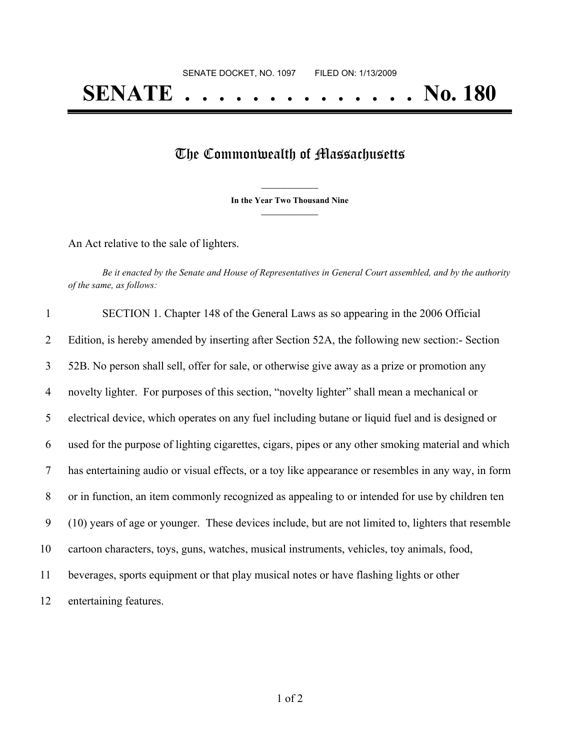SENATE DOCKET, NO. 1097        FILED ON: 1/13/2009

# SENATE . . . . . . . . . . . . . . No. 180

## The Commonwealth of Massachusetts

**In the Year Two Thousand Nine**

An Act relative to the sale of lighters.

*Be it enacted by the Senate and House of Representatives in General Court assembled, and by the authority of the same, as follows:*

1 SECTION 1. Chapter 148 of the General Laws as so appearing in the 2006 Official
2 Edition, is hereby amended by inserting after Section 52A, the following new section:- Section
3 52B. No person shall sell, offer for sale, or otherwise give away as a prize or promotion any
4 novelty lighter. For purposes of this section, "novelty lighter" shall mean a mechanical or
5 electrical device, which operates on any fuel including butane or liquid fuel and is designed or
6 used for the purpose of lighting cigarettes, cigars, pipes or any other smoking material and which
7 has entertaining audio or visual effects, or a toy like appearance or resembles in any way, in form
8 or in function, an item commonly recognized as appealing to or intended for use by children ten
9 (10) years of age or younger. These devices include, but are not limited to, lighters that resemble
10 cartoon characters, toys, guns, watches, musical instruments, vehicles, toy animals, food,
11 beverages, sports equipment or that play musical notes or have flashing lights or other
12 entertaining features.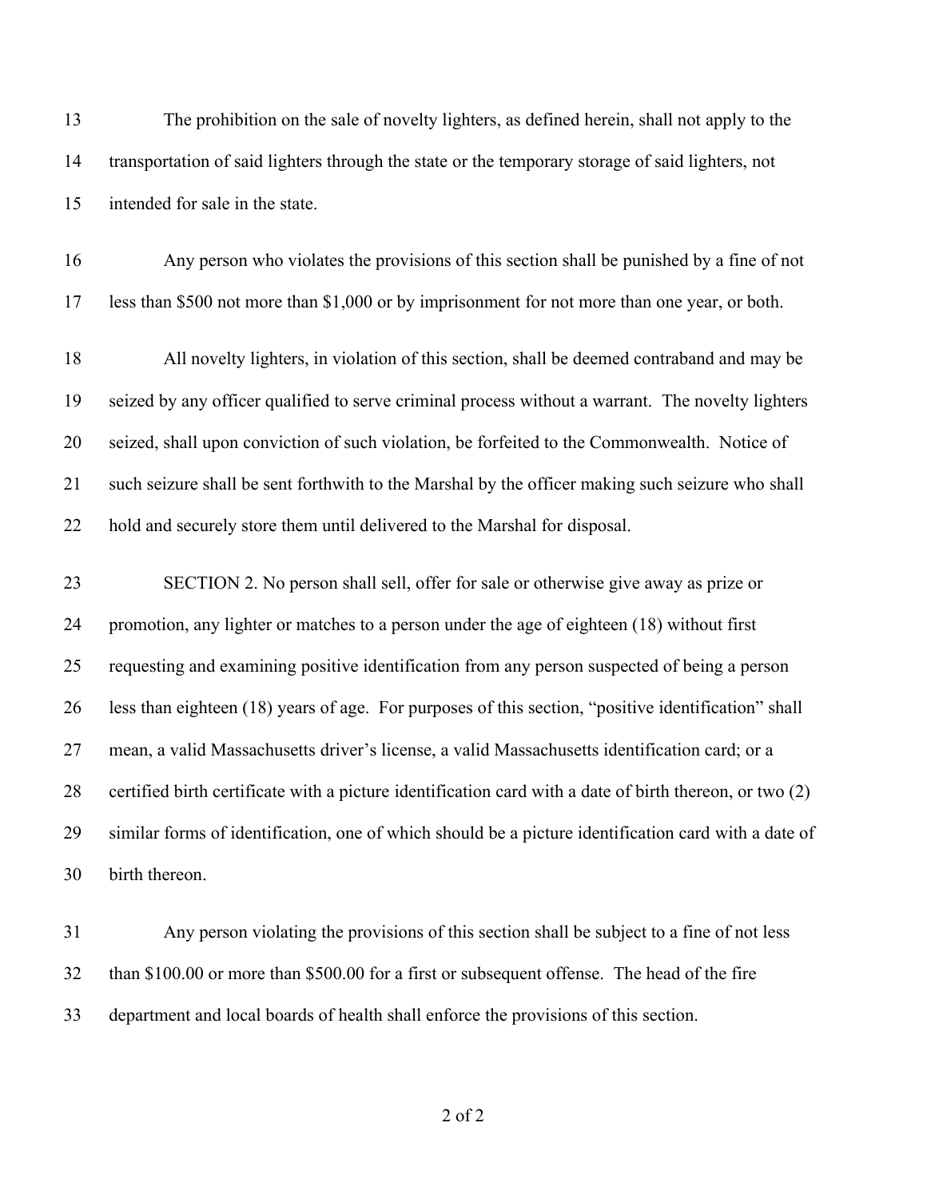The prohibition on the sale of novelty lighters, as defined herein, shall not apply to the transportation of said lighters through the state or the temporary storage of said lighters, not intended for sale in the state.

Any person who violates the provisions of this section shall be punished by a fine of not less than $500 not more than $1,000 or by imprisonment for not more than one year, or both.

All novelty lighters, in violation of this section, shall be deemed contraband and may be seized by any officer qualified to serve criminal process without a warrant. The novelty lighters seized, shall upon conviction of such violation, be forfeited to the Commonwealth. Notice of such seizure shall be sent forthwith to the Marshal by the officer making such seizure who shall hold and securely store them until delivered to the Marshal for disposal.

SECTION 2. No person shall sell, offer for sale or otherwise give away as prize or promotion, any lighter or matches to a person under the age of eighteen (18) without first requesting and examining positive identification from any person suspected of being a person less than eighteen (18) years of age. For purposes of this section, "positive identification" shall mean, a valid Massachusetts driver's license, a valid Massachusetts identification card; or a certified birth certificate with a picture identification card with a date of birth thereon, or two (2) similar forms of identification, one of which should be a picture identification card with a date of birth thereon.

Any person violating the provisions of this section shall be subject to a fine of not less than $100.00 or more than $500.00 for a first or subsequent offense. The head of the fire department and local boards of health shall enforce the provisions of this section.